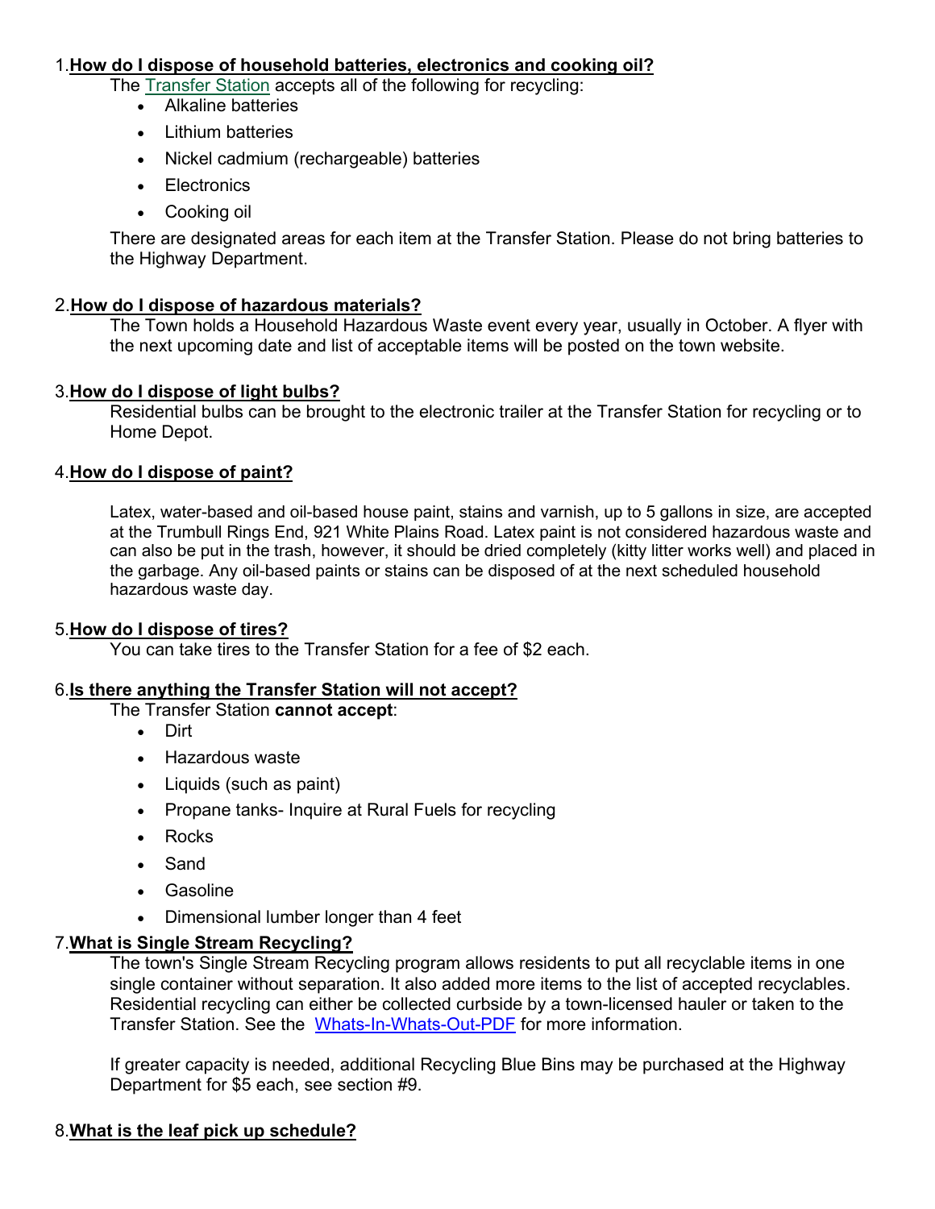1. **How do I dispose of household batteries, electronics and cooking oil?**

   The Transfer Station accepts all of the following for recycling:

   - Alkaline batteries
   - Lithium batteries
   - Nickel cadmium (rechargeable) batteries
   - Electronics
   - Cooking oil

   There are designated areas for each item at the Transfer Station. Please do not bring batteries to the Highway Department.

2. **How do I dispose of hazardous materials?**

   The Town holds a Household Hazardous Waste event every year, usually in October. A flyer with the next upcoming date and list of acceptable items will be posted on the town website.

3. **How do I dispose of light bulbs?**

   Residential bulbs can be brought to the electronic trailer at the Transfer Station for recycling or to Home Depot.

4. **How do I dispose of paint?**

   Latex, water-based and oil-based house paint, stains and varnish, up to 5 gallons in size, are accepted at the Trumbull Rings End, 921 White Plains Road. Latex paint is not considered hazardous waste and can also be put in the trash, however, it should be dried completely (kitty litter works well) and placed in the garbage. Any oil-based paints or stains can be disposed of at the next scheduled household hazardous waste day.

5. **How do I dispose of tires?**

   You can take tires to the Transfer Station for a fee of $2 each.

6. **Is there anything the Transfer Station will not accept?**

   The Transfer Station **cannot accept**:

   - Dirt
   - Hazardous waste
   - Liquids (such as paint)
   - Propane tanks- Inquire at Rural Fuels for recycling
   - Rocks
   - Sand
   - Gasoline
   - Dimensional lumber longer than 4 feet

7. **What is Single Stream Recycling?**

   The town's Single Stream Recycling program allows residents to put all recyclable items in one single container without separation. It also added more items to the list of accepted recyclables. Residential recycling can either be collected curbside by a town-licensed hauler or taken to the Transfer Station. See the Whats-In-Whats-Out-PDF for more information.

   If greater capacity is needed, additional Recycling Blue Bins may be purchased at the Highway Department for $5 each, see section #9.

8. **What is the leaf pick up schedule?**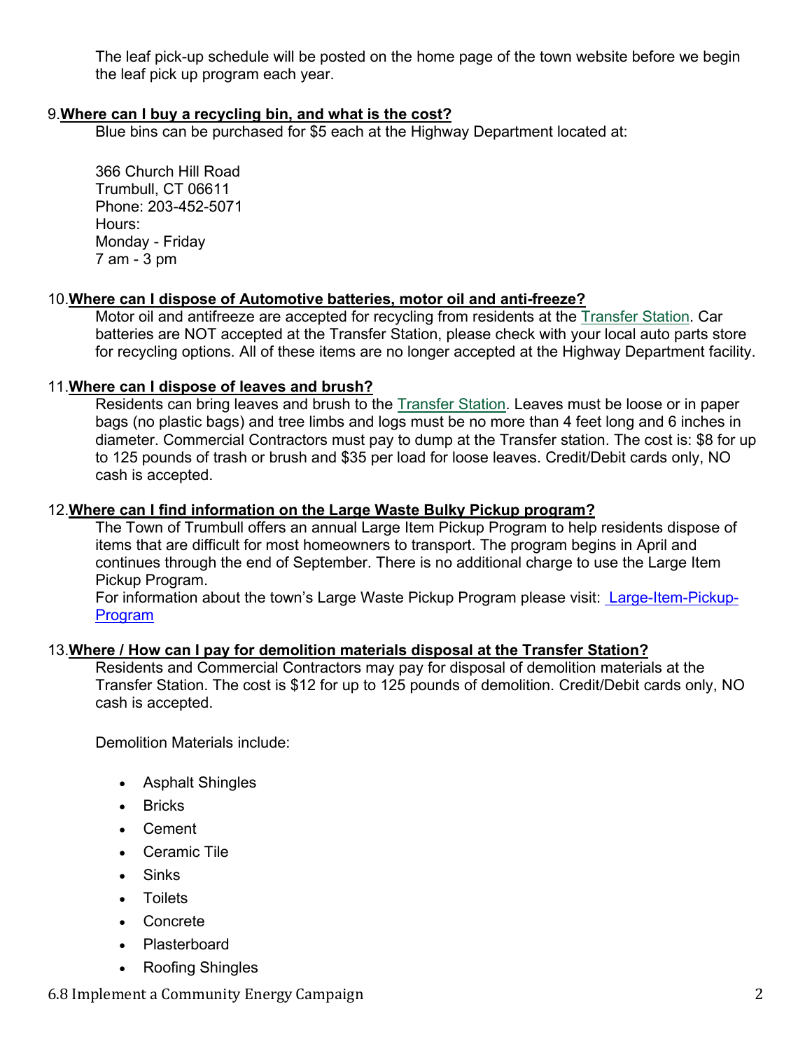The leaf pick-up schedule will be posted on the home page of the town website before we begin the leaf pick up program each year.

9. **Where can I buy a recycling bin, and what is the cost?**

Blue bins can be purchased for $5 each at the Highway Department located at:

366 Church Hill Road
Trumbull, CT 06611
Phone: 203-452-5071
Hours:
Monday - Friday
7 am - 3 pm

10. **Where can I dispose of Automotive batteries, motor oil and anti-freeze?**

Motor oil and antifreeze are accepted for recycling from residents at the Transfer Station. Car batteries are NOT accepted at the Transfer Station, please check with your local auto parts store for recycling options. All of these items are no longer accepted at the Highway Department facility.

11. **Where can I dispose of leaves and brush?**

Residents can bring leaves and brush to the Transfer Station. Leaves must be loose or in paper bags (no plastic bags) and tree limbs and logs must be no more than 4 feet long and 6 inches in diameter. Commercial Contractors must pay to dump at the Transfer station. The cost is: $8 for up to 125 pounds of trash or brush and $35 per load for loose leaves. Credit/Debit cards only, NO cash is accepted.

12. **Where can I find information on the Large Waste Bulky Pickup program?**

The Town of Trumbull offers an annual Large Item Pickup Program to help residents dispose of items that are difficult for most homeowners to transport. The program begins in April and continues through the end of September. There is no additional charge to use the Large Item Pickup Program.
For information about the town's Large Waste Pickup Program please visit: Large-Item-Pickup-Program

13. **Where / How can I pay for demolition materials disposal at the Transfer Station?**

Residents and Commercial Contractors may pay for disposal of demolition materials at the Transfer Station. The cost is $12 for up to 125 pounds of demolition. Credit/Debit cards only, NO cash is accepted.

Demolition Materials include:

- Asphalt Shingles
- Bricks
- Cement
- Ceramic Tile
- Sinks
- Toilets
- Concrete
- Plasterboard
- Roofing Shingles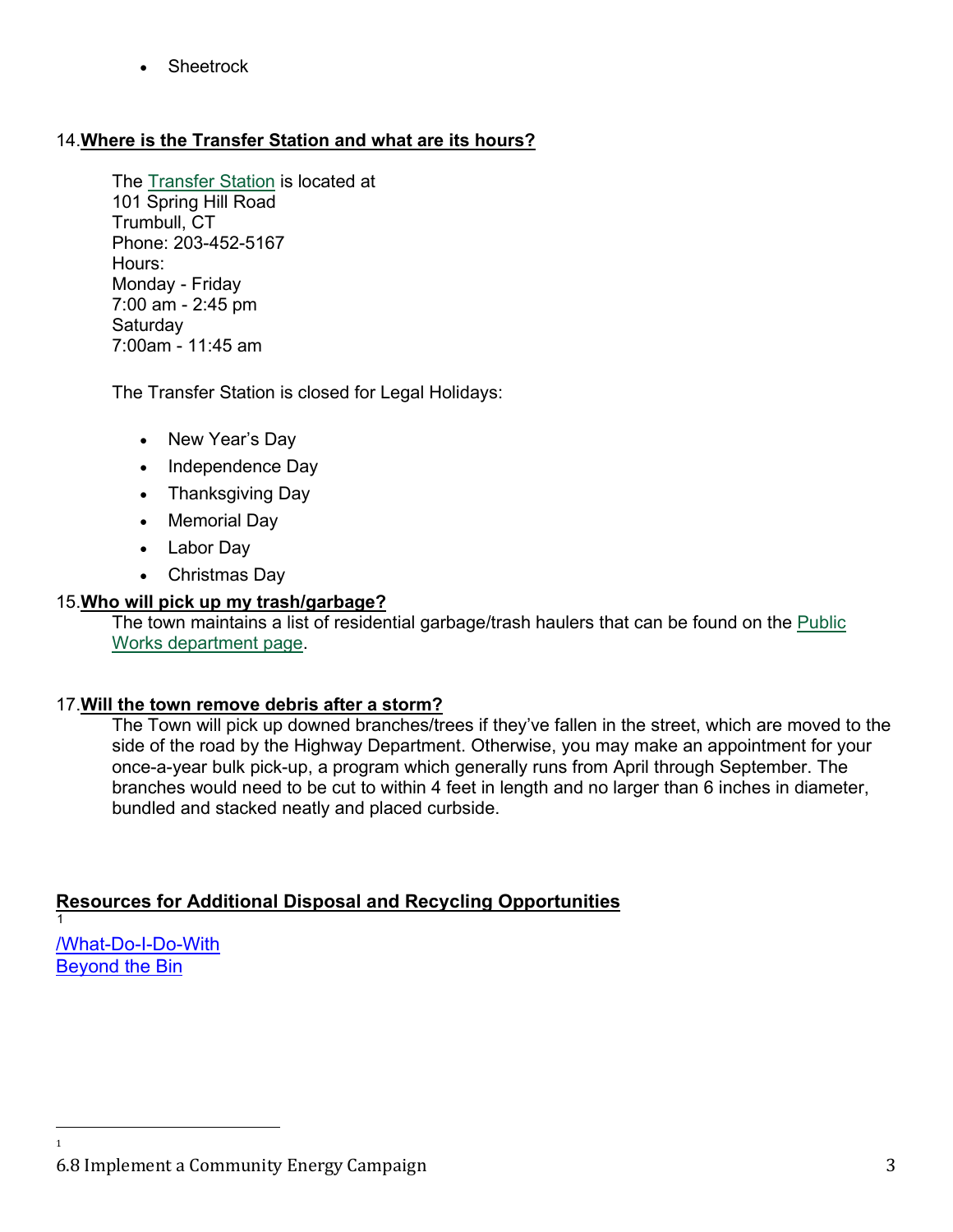- Sheetrock

14. **Where is the Transfer Station and what are its hours?**

The Transfer Station is located at
101 Spring Hill Road
Trumbull, CT
Phone: 203-452-5167
Hours:
Monday - Friday
7:00 am - 2:45 pm
Saturday
7:00am - 11:45 am

The Transfer Station is closed for Legal Holidays:

- New Year's Day
- Independence Day
- Thanksgiving Day
- Memorial Day
- Labor Day
- Christmas Day

15. **Who will pick up my trash/garbage?**
The town maintains a list of residential garbage/trash haulers that can be found on the Public Works department page.

17. **Will the town remove debris after a storm?**
The Town will pick up downed branches/trees if they've fallen in the street, which are moved to the side of the road by the Highway Department. Otherwise, you may make an appointment for your once-a-year bulk pick-up, a program which generally runs from April through September. The branches would need to be cut to within 4 feet in length and no larger than 6 inches in diameter, bundled and stacked neatly and placed curbside.

## Resources for Additional Disposal and Recycling Opportunities

[1]
/What-Do-I-Do-With
Beyond the Bin

[1]